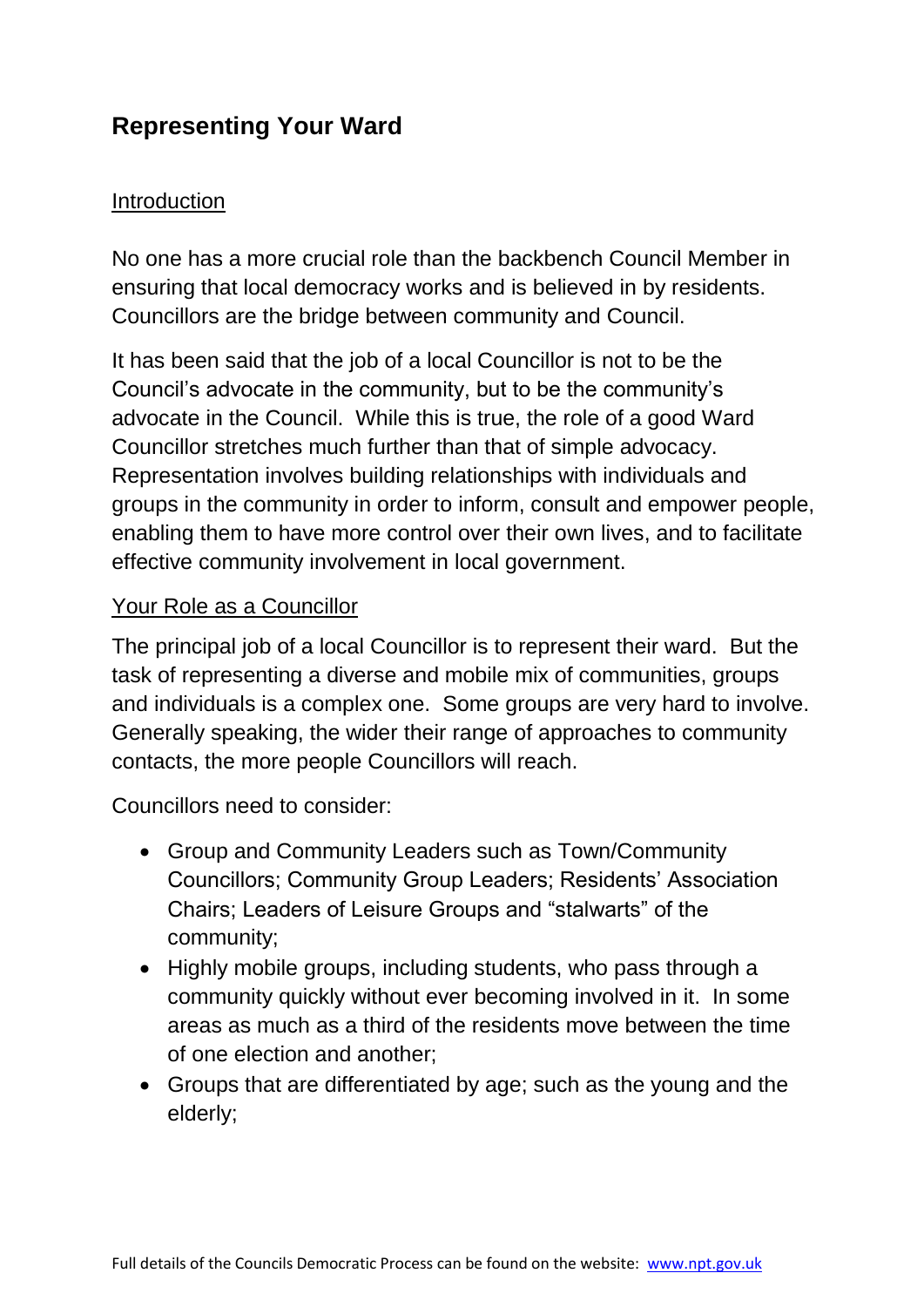# Representing Your Ward

## Introduction

No one has a more crucial role than the backbench Council Member in ensuring that local democracy works and is believed in by residents. Councillors are the bridge between community and Council.

It has been said that the job of a local Councillor is not to be the Council's advocate in the community, but to be the community's advocate in the Council. While this is true, the role of a good Ward Councillor stretches much further than that of simple advocacy. Representation involves building relationships with individuals and groups in the community in order to inform, consult and empower people, enabling them to have more control over their own lives, and to facilitate effective community involvement in local government.

## Your Role as a Councillor

The principal job of a local Councillor is to represent their ward. But the task of representing a diverse and mobile mix of communities, groups and individuals is a complex one. Some groups are very hard to involve. Generally speaking, the wider their range of approaches to community contacts, the more people Councillors will reach.

Councillors need to consider:

- Group and Community Leaders such as Town/Community Councillors; Community Group Leaders; Residents' Association Chairs; Leaders of Leisure Groups and "stalwarts" of the community;
- Highly mobile groups, including students, who pass through a community quickly without ever becoming involved in it. In some areas as much as a third of the residents move between the time of one election and another;
- Groups that are differentiated by age; such as the young and the elderly;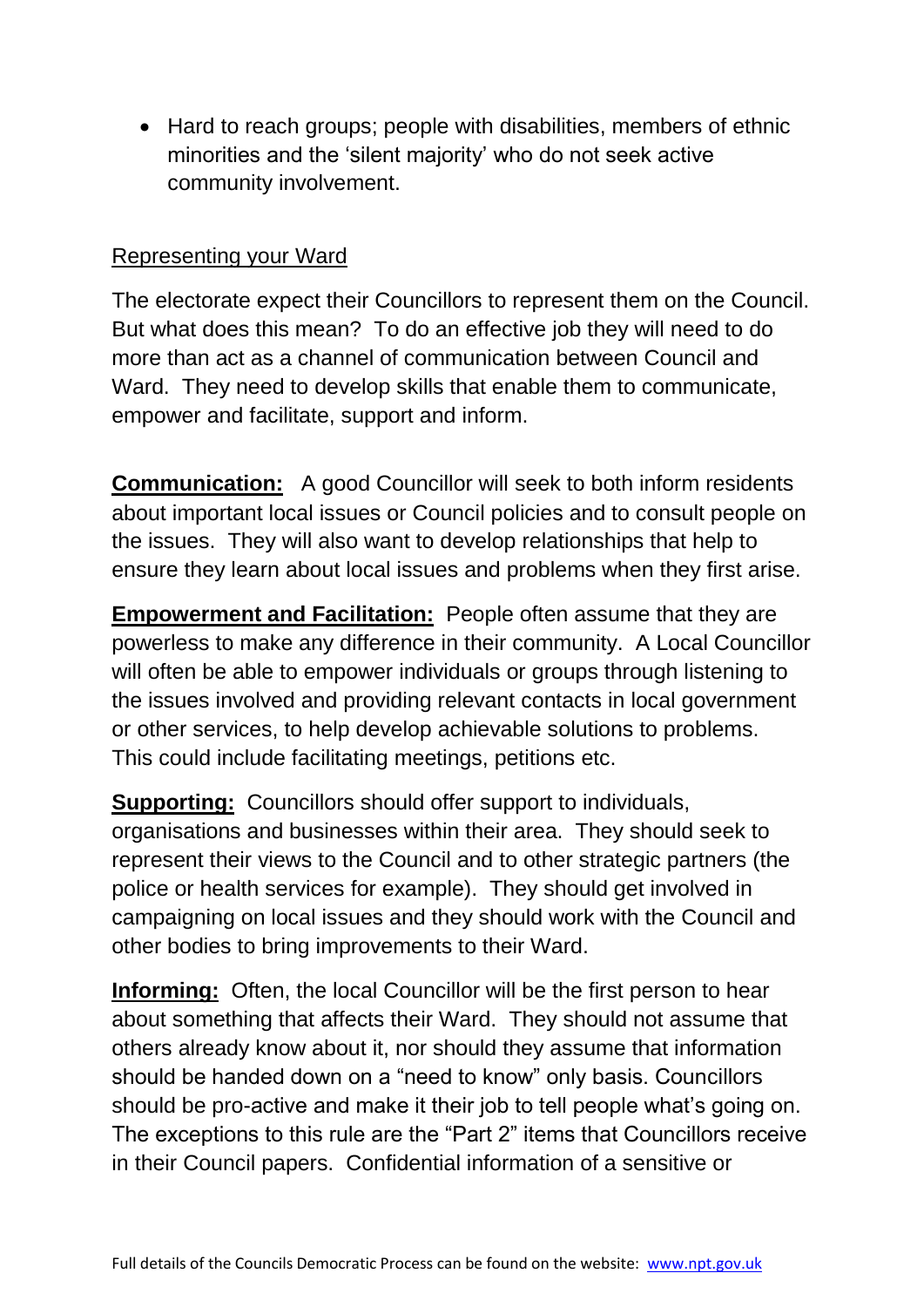- Hard to reach groups; people with disabilities, members of ethnic minorities and the 'silent majority' who do not seek active community involvement.

<u>Representing your Ward</u>

The electorate expect their Councillors to represent them on the Council. But what does this mean? To do an effective job they will need to do more than act as a channel of communication between Council and Ward. They need to develop skills that enable them to communicate, empower and facilitate, support and inform.

**<u>Communication:</u>** A good Councillor will seek to both inform residents about important local issues or Council policies and to consult people on the issues. They will also want to develop relationships that help to ensure they learn about local issues and problems when they first arise.

**<u>Empowerment and Facilitation:</u>** People often assume that they are powerless to make any difference in their community. A Local Councillor will often be able to empower individuals or groups through listening to the issues involved and providing relevant contacts in local government or other services, to help develop achievable solutions to problems. This could include facilitating meetings, petitions etc.

**<u>Supporting:</u>** Councillors should offer support to individuals, organisations and businesses within their area. They should seek to represent their views to the Council and to other strategic partners (the police or health services for example). They should get involved in campaigning on local issues and they should work with the Council and other bodies to bring improvements to their Ward.

**<u>Informing:</u>** Often, the local Councillor will be the first person to hear about something that affects their Ward. They should not assume that others already know about it, nor should they assume that information should be handed down on a "need to know" only basis. Councillors should be pro-active and make it their job to tell people what's going on. The exceptions to this rule are the "Part 2" items that Councillors receive in their Council papers. Confidential information of a sensitive or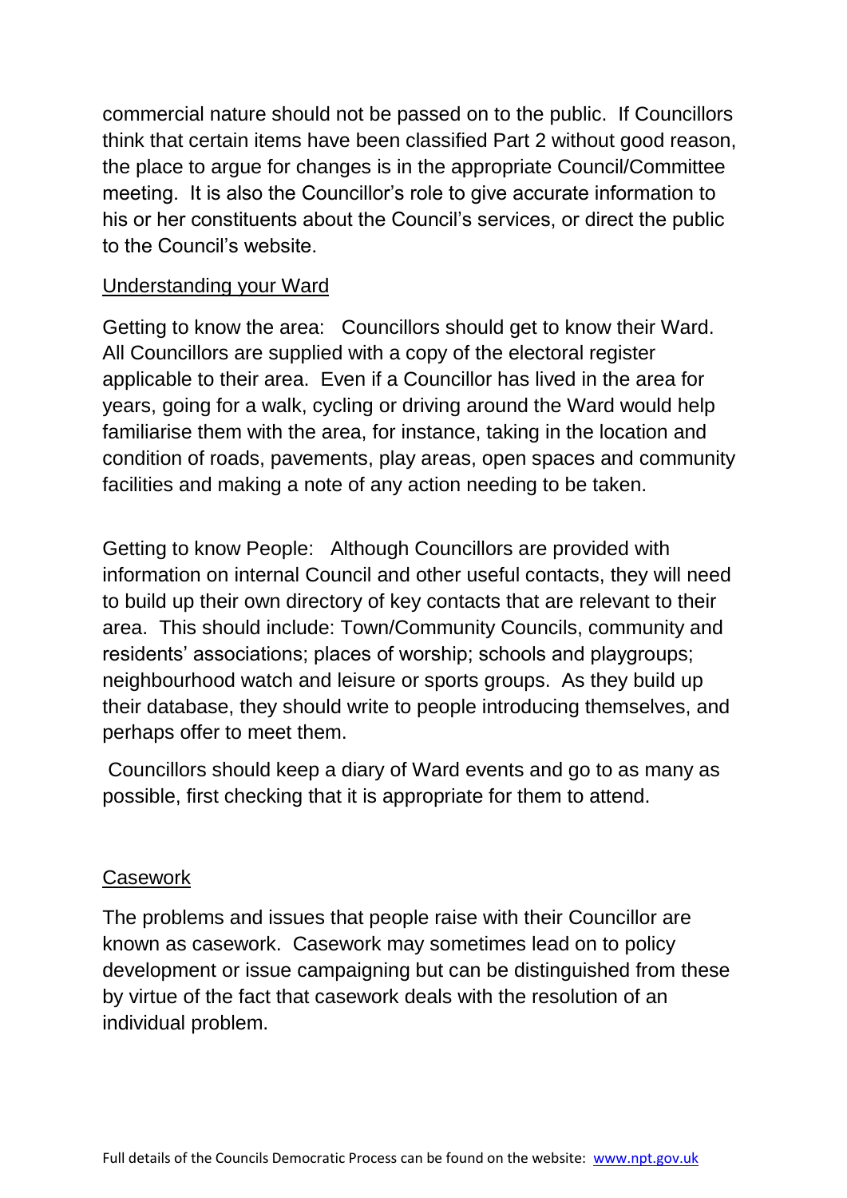commercial nature should not be passed on to the public. If Councillors think that certain items have been classified Part 2 without good reason, the place to argue for changes is in the appropriate Council/Committee meeting. It is also the Councillor's role to give accurate information to his or her constituents about the Council's services, or direct the public to the Council's website.

## Understanding your Ward

Getting to know the area: Councillors should get to know their Ward. All Councillors are supplied with a copy of the electoral register applicable to their area. Even if a Councillor has lived in the area for years, going for a walk, cycling or driving around the Ward would help familiarise them with the area, for instance, taking in the location and condition of roads, pavements, play areas, open spaces and community facilities and making a note of any action needing to be taken.

Getting to know People: Although Councillors are provided with information on internal Council and other useful contacts, they will need to build up their own directory of key contacts that are relevant to their area. This should include: Town/Community Councils, community and residents' associations; places of worship; schools and playgroups; neighbourhood watch and leisure or sports groups. As they build up their database, they should write to people introducing themselves, and perhaps offer to meet them.

Councillors should keep a diary of Ward events and go to as many as possible, first checking that it is appropriate for them to attend.

## Casework

The problems and issues that people raise with their Councillor are known as casework. Casework may sometimes lead on to policy development or issue campaigning but can be distinguished from these by virtue of the fact that casework deals with the resolution of an individual problem.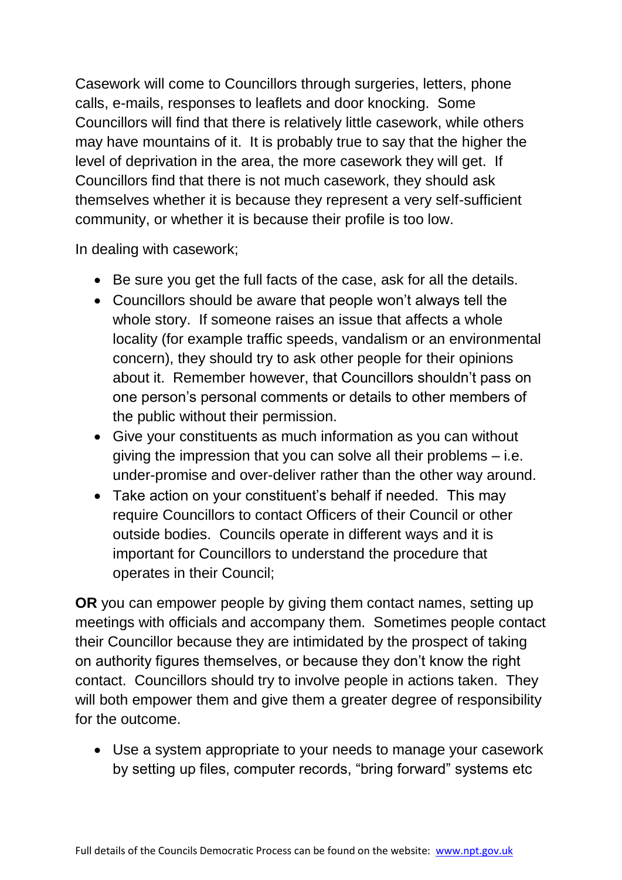Casework will come to Councillors through surgeries, letters, phone calls, e-mails, responses to leaflets and door knocking. Some Councillors will find that there is relatively little casework, while others may have mountains of it. It is probably true to say that the higher the level of deprivation in the area, the more casework they will get. If Councillors find that there is not much casework, they should ask themselves whether it is because they represent a very self-sufficient community, or whether it is because their profile is too low.

In dealing with casework;

- Be sure you get the full facts of the case, ask for all the details.
- Councillors should be aware that people won't always tell the whole story. If someone raises an issue that affects a whole locality (for example traffic speeds, vandalism or an environmental concern), they should try to ask other people for their opinions about it. Remember however, that Councillors shouldn't pass on one person's personal comments or details to other members of the public without their permission.
- Give your constituents as much information as you can without giving the impression that you can solve all their problems – i.e. under-promise and over-deliver rather than the other way around.
- Take action on your constituent's behalf if needed. This may require Councillors to contact Officers of their Council or other outside bodies. Councils operate in different ways and it is important for Councillors to understand the procedure that operates in their Council;

**OR** you can empower people by giving them contact names, setting up meetings with officials and accompany them. Sometimes people contact their Councillor because they are intimidated by the prospect of taking on authority figures themselves, or because they don't know the right contact. Councillors should try to involve people in actions taken. They will both empower them and give them a greater degree of responsibility for the outcome.

- Use a system appropriate to your needs to manage your casework by setting up files, computer records, "bring forward" systems etc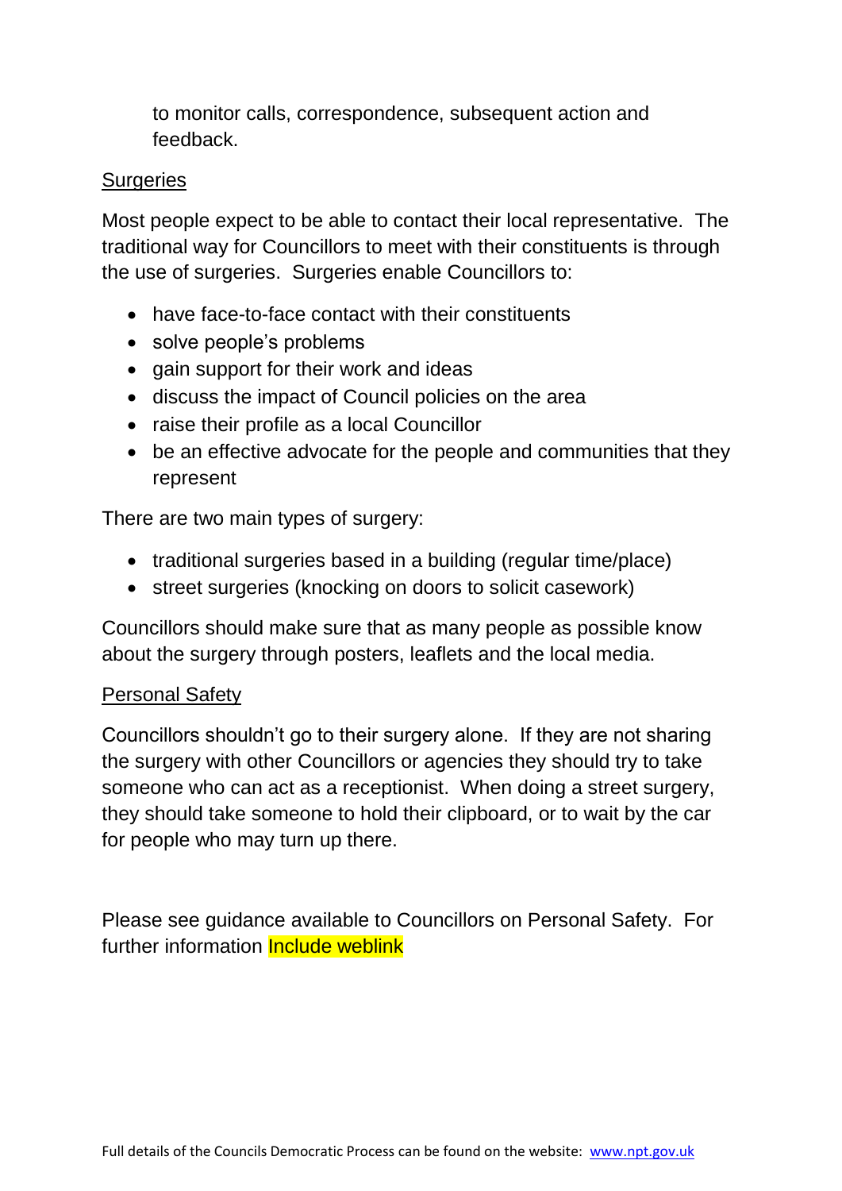to monitor calls, correspondence, subsequent action and feedback.

Surgeries

Most people expect to be able to contact their local representative. The traditional way for Councillors to meet with their constituents is through the use of surgeries. Surgeries enable Councillors to:

- have face-to-face contact with their constituents
- solve people's problems
- gain support for their work and ideas
- discuss the impact of Council policies on the area
- raise their profile as a local Councillor
- be an effective advocate for the people and communities that they represent

There are two main types of surgery:

- traditional surgeries based in a building (regular time/place)
- street surgeries (knocking on doors to solicit casework)

Councillors should make sure that as many people as possible know about the surgery through posters, leaflets and the local media.

Personal Safety

Councillors shouldn't go to their surgery alone. If they are not sharing the surgery with other Councillors or agencies they should try to take someone who can act as a receptionist. When doing a street surgery, they should take someone to hold their clipboard, or to wait by the car for people who may turn up there.

Please see guidance available to Councillors on Personal Safety. For further information Include weblink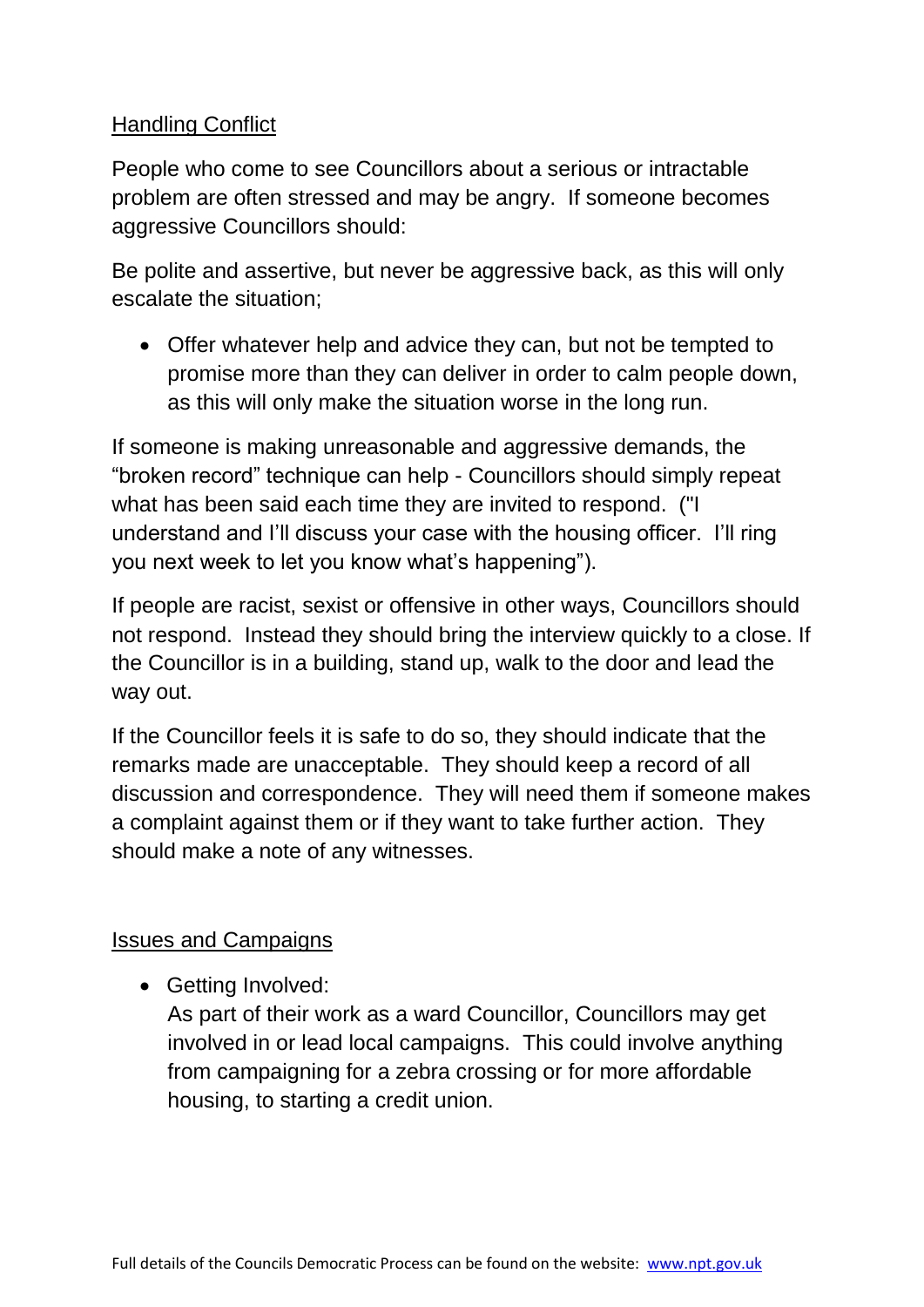## Handling Conflict

People who come to see Councillors about a serious or intractable problem are often stressed and may be angry. If someone becomes aggressive Councillors should:

Be polite and assertive, but never be aggressive back, as this will only escalate the situation;

- Offer whatever help and advice they can, but not be tempted to promise more than they can deliver in order to calm people down, as this will only make the situation worse in the long run.

If someone is making unreasonable and aggressive demands, the "broken record" technique can help - Councillors should simply repeat what has been said each time they are invited to respond. ("I understand and I'll discuss your case with the housing officer. I'll ring you next week to let you know what's happening").

If people are racist, sexist or offensive in other ways, Councillors should not respond. Instead they should bring the interview quickly to a close. If the Councillor is in a building, stand up, walk to the door and lead the way out.

If the Councillor feels it is safe to do so, they should indicate that the remarks made are unacceptable. They should keep a record of all discussion and correspondence. They will need them if someone makes a complaint against them or if they want to take further action. They should make a note of any witnesses.

## Issues and Campaigns

- Getting Involved:
  As part of their work as a ward Councillor, Councillors may get involved in or lead local campaigns. This could involve anything from campaigning for a zebra crossing or for more affordable housing, to starting a credit union.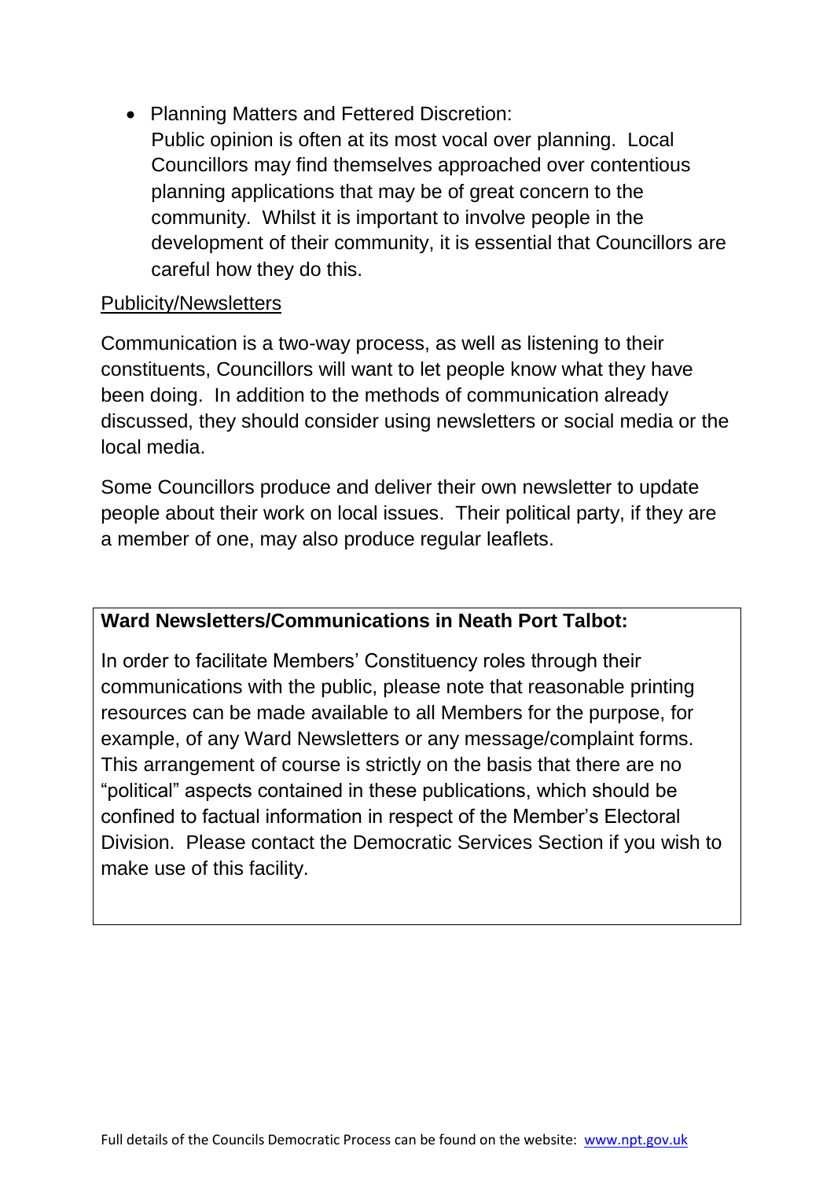- Planning Matters and Fettered Discretion:
  Public opinion is often at its most vocal over planning. Local Councillors may find themselves approached over contentious planning applications that may be of great concern to the community. Whilst it is important to involve people in the development of their community, it is essential that Councillors are careful how they do this.

Publicity/Newsletters

Communication is a two-way process, as well as listening to their constituents, Councillors will want to let people know what they have been doing. In addition to the methods of communication already discussed, they should consider using newsletters or social media or the local media.

Some Councillors produce and deliver their own newsletter to update people about their work on local issues. Their political party, if they are a member of one, may also produce regular leaflets.

**Ward Newsletters/Communications in Neath Port Talbot:**

In order to facilitate Members' Constituency roles through their communications with the public, please note that reasonable printing resources can be made available to all Members for the purpose, for example, of any Ward Newsletters or any message/complaint forms. This arrangement of course is strictly on the basis that there are no "political" aspects contained in these publications, which should be confined to factual information in respect of the Member's Electoral Division. Please contact the Democratic Services Section if you wish to make use of this facility.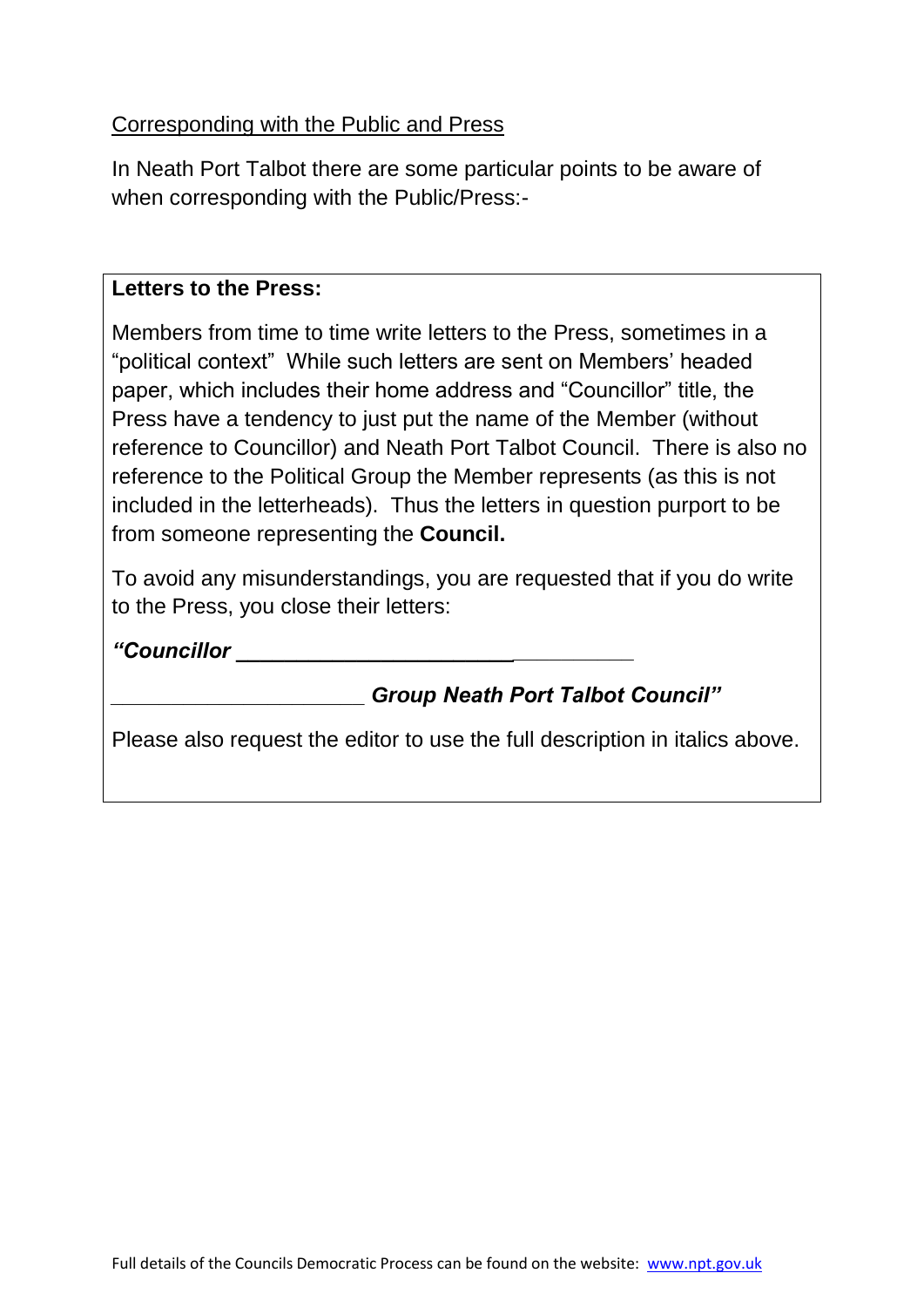Corresponding with the Public and Press

In Neath Port Talbot there are some particular points to be aware of when corresponding with the Public/Press:-

**Letters to the Press:**

Members from time to time write letters to the Press, sometimes in a "political context" While such letters are sent on Members' headed paper, which includes their home address and "Councillor" title, the Press have a tendency to just put the name of the Member (without reference to Councillor) and Neath Port Talbot Council. There is also no reference to the Political Group the Member represents (as this is not included in the letterheads). Thus the letters in question purport to be from someone representing the **Council.**

To avoid any misunderstandings, you are requested that if you do write to the Press, you close their letters:

***"Councillor ________________________________***

***____________________ Group Neath Port Talbot Council"***

Please also request the editor to use the full description in italics above.

Full details of the Councils Democratic Process can be found on the website: www.npt.gov.uk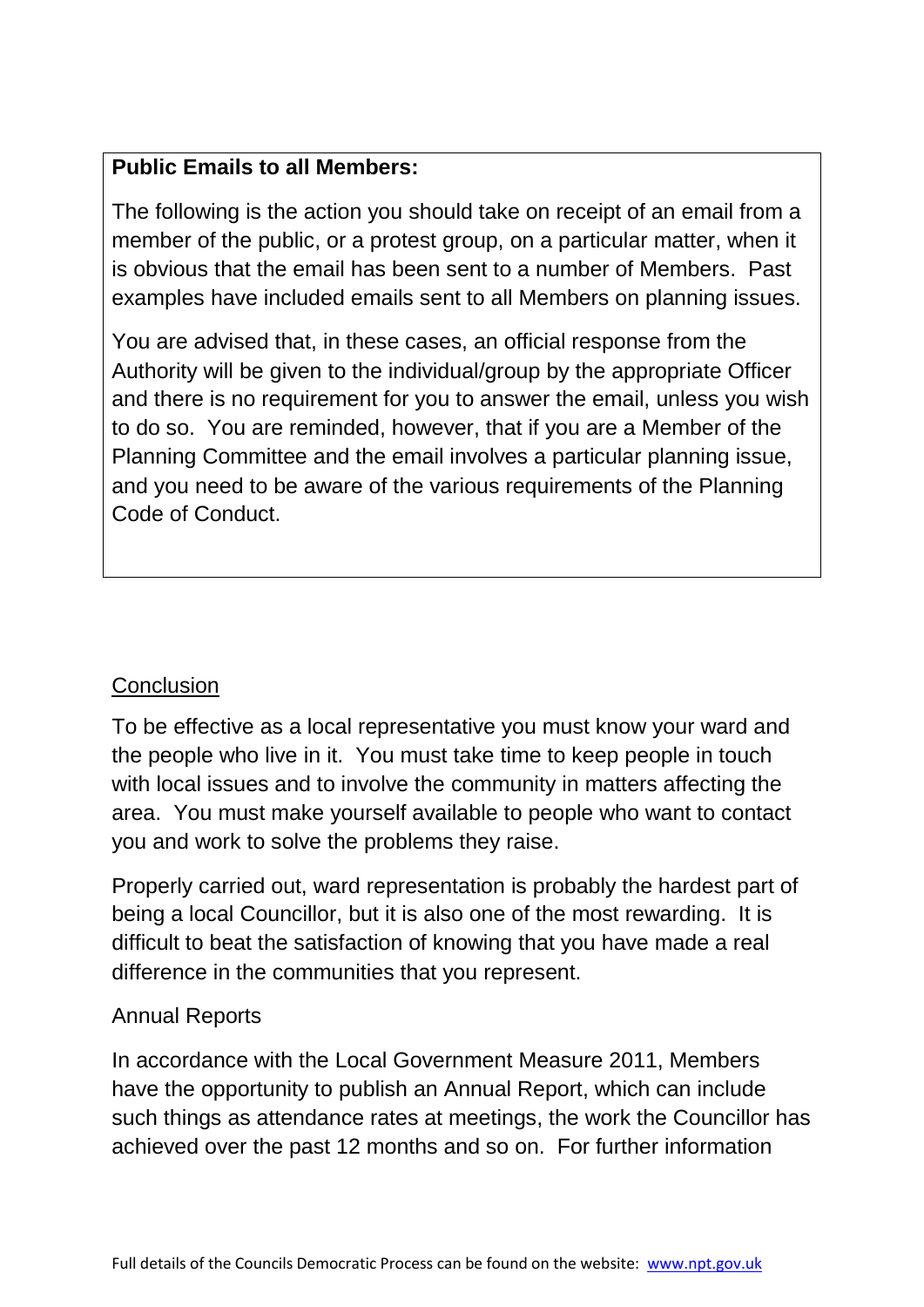**Public Emails to all Members:**

The following is the action you should take on receipt of an email from a member of the public, or a protest group, on a particular matter, when it is obvious that the email has been sent to a number of Members. Past examples have included emails sent to all Members on planning issues.

You are advised that, in these cases, an official response from the Authority will be given to the individual/group by the appropriate Officer and there is no requirement for you to answer the email, unless you wish to do so. You are reminded, however, that if you are a Member of the Planning Committee and the email involves a particular planning issue, and you need to be aware of the various requirements of the Planning Code of Conduct.

## Conclusion

To be effective as a local representative you must know your ward and the people who live in it. You must take time to keep people in touch with local issues and to involve the community in matters affecting the area. You must make yourself available to people who want to contact you and work to solve the problems they raise.

Properly carried out, ward representation is probably the hardest part of being a local Councillor, but it is also one of the most rewarding. It is difficult to beat the satisfaction of knowing that you have made a real difference in the communities that you represent.

### Annual Reports

In accordance with the Local Government Measure 2011, Members have the opportunity to publish an Annual Report, which can include such things as attendance rates at meetings, the work the Councillor has achieved over the past 12 months and so on. For further information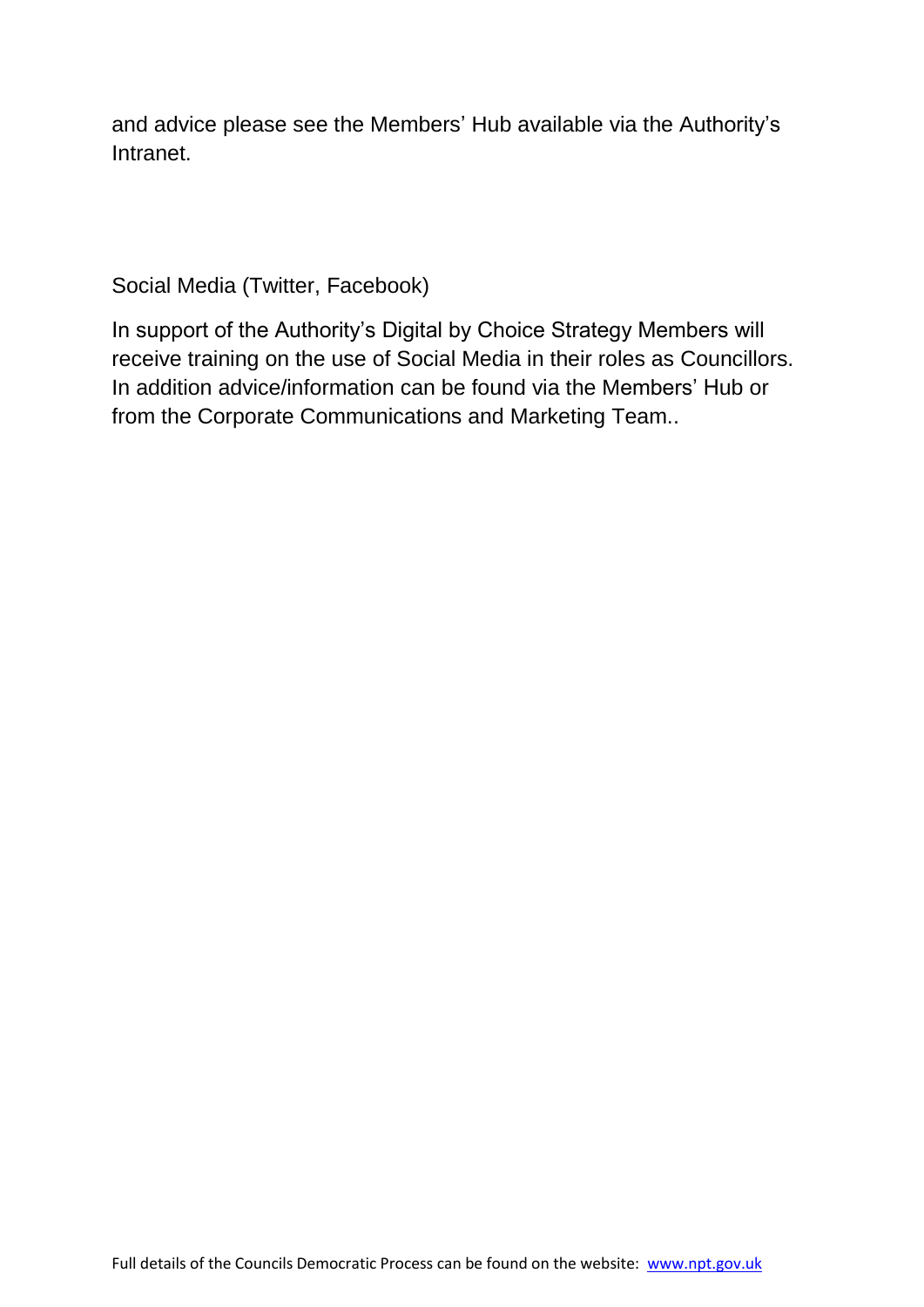and advice please see the Members' Hub available via the Authority's Intranet.

Social Media (Twitter, Facebook)

In support of the Authority's Digital by Choice Strategy Members will receive training on the use of Social Media in their roles as Councillors. In addition advice/information can be found via the Members' Hub or from the Corporate Communications and Marketing Team..